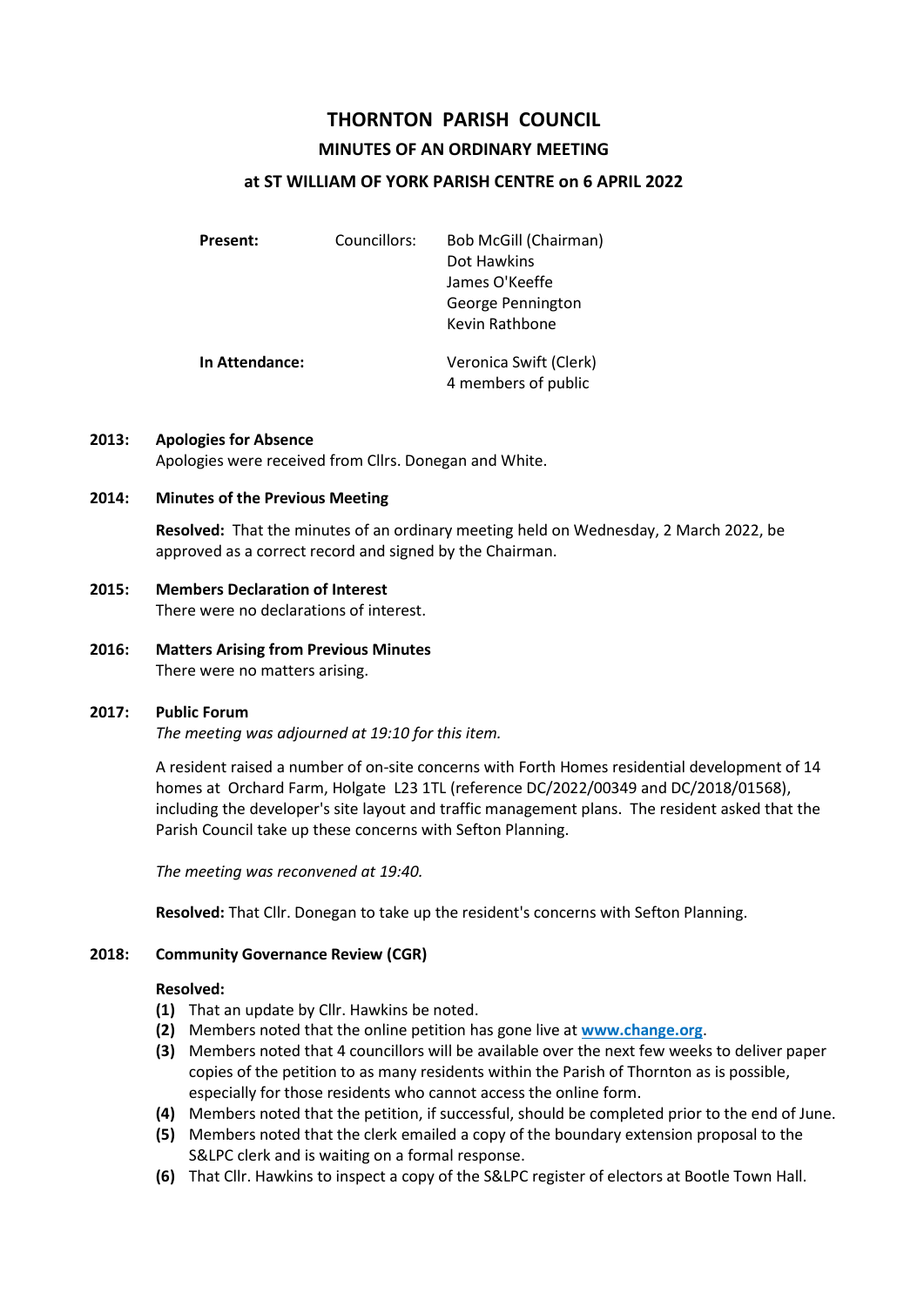# THORNTON PARISH COUNCIL

## MINUTES OF AN ORDINARY MEETING

### at ST WILLIAM OF YORK PARISH CENTRE on 6 APRIL 2022

| | | |
|---|---|---|
| **Present:** | Councillors: | Bob McGill (Chairman) |
| | | Dot Hawkins |
| | | James O'Keeffe |
| | | George Pennington |
| | | Kevin Rathbone |
| **In Attendance:** | | Veronica Swift (Clerk) |
| | | 4 members of public |

**2013: Apologies for Absence**

Apologies were received from Cllrs. Donegan and White.

**2014: Minutes of the Previous Meeting**

**Resolved:** That the minutes of an ordinary meeting held on Wednesday, 2 March 2022, be approved as a correct record and signed by the Chairman.

**2015: Members Declaration of Interest**

There were no declarations of interest.

**2016: Matters Arising from Previous Minutes**

There were no matters arising.

**2017: Public Forum**

*The meeting was adjourned at 19:10 for this item.*

A resident raised a number of on-site concerns with Forth Homes residential development of 14 homes at Orchard Farm, Holgate L23 1TL (reference DC/2022/00349 and DC/2018/01568), including the developer's site layout and traffic management plans. The resident asked that the Parish Council take up these concerns with Sefton Planning.

*The meeting was reconvened at 19:40.*

**Resolved:** That Cllr. Donegan to take up the resident's concerns with Sefton Planning.

**2018: Community Governance Review (CGR)**

**Resolved:**

**(1)** That an update by Cllr. Hawkins be noted.

**(2)** Members noted that the online petition has gone live at **www.change.org**.

**(3)** Members noted that 4 councillors will be available over the next few weeks to deliver paper copies of the petition to as many residents within the Parish of Thornton as is possible, especially for those residents who cannot access the online form.

**(4)** Members noted that the petition, if successful, should be completed prior to the end of June.

**(5)** Members noted that the clerk emailed a copy of the boundary extension proposal to the S&LPC clerk and is waiting on a formal response.

**(6)** That Cllr. Hawkins to inspect a copy of the S&LPC register of electors at Bootle Town Hall.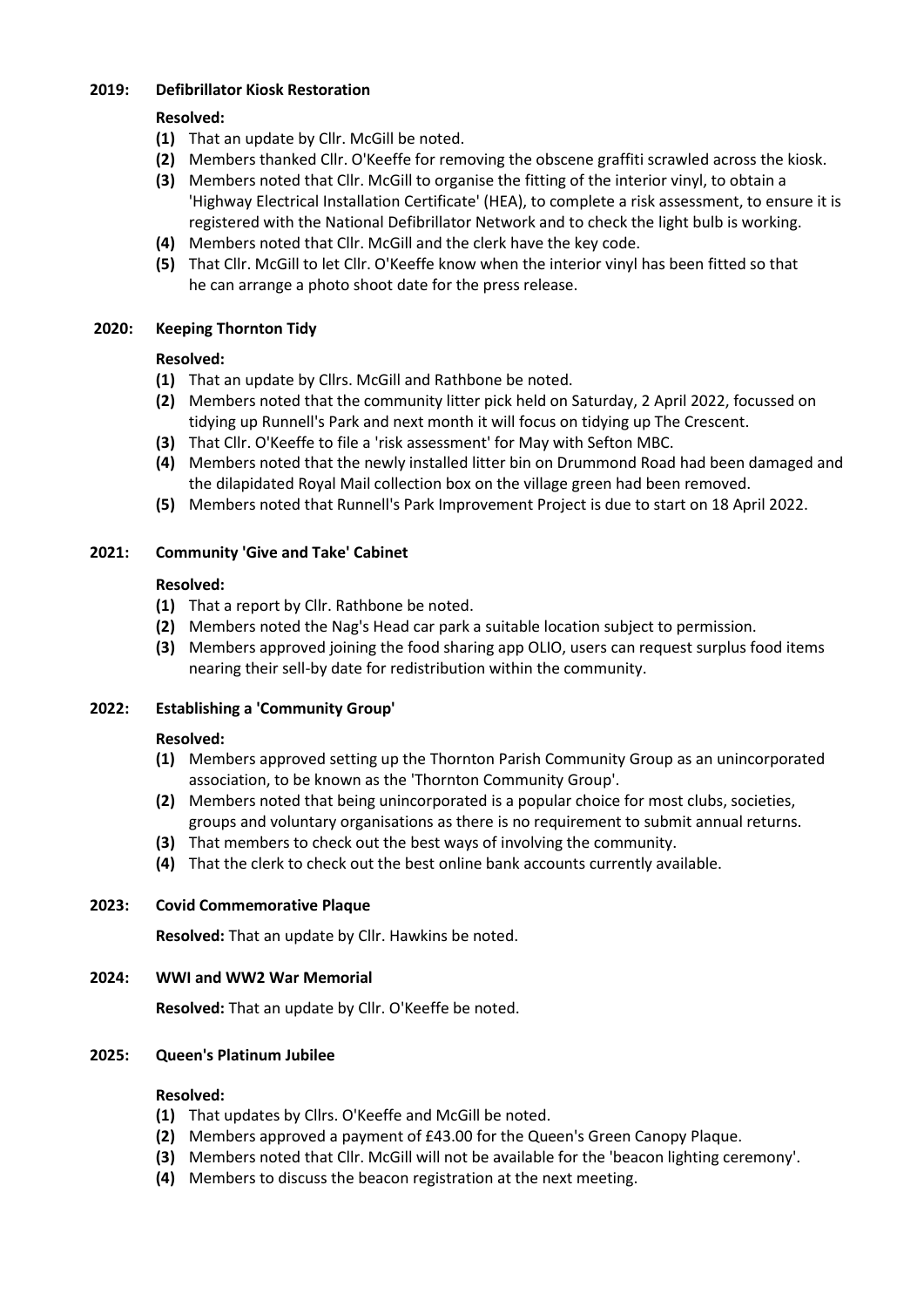**2019: Defibrillator Kiosk Restoration**

**Resolved:**

**(1)** That an update by Cllr. McGill be noted.
**(2)** Members thanked Cllr. O'Keeffe for removing the obscene graffiti scrawled across the kiosk.
**(3)** Members noted that Cllr. McGill to organise the fitting of the interior vinyl, to obtain a 'Highway Electrical Installation Certificate' (HEA), to complete a risk assessment, to ensure it is registered with the National Defibrillator Network and to check the light bulb is working.
**(4)** Members noted that Cllr. McGill and the clerk have the key code.
**(5)** That Cllr. McGill to let Cllr. O'Keeffe know when the interior vinyl has been fitted so that he can arrange a photo shoot date for the press release.

**2020: Keeping Thornton Tidy**

**Resolved:**

**(1)** That an update by Cllrs. McGill and Rathbone be noted.
**(2)** Members noted that the community litter pick held on Saturday, 2 April 2022, focussed on tidying up Runnell's Park and next month it will focus on tidying up The Crescent.
**(3)** That Cllr. O'Keeffe to file a 'risk assessment' for May with Sefton MBC.
**(4)** Members noted that the newly installed litter bin on Drummond Road had been damaged and the dilapidated Royal Mail collection box on the village green had been removed.
**(5)** Members noted that Runnell's Park Improvement Project is due to start on 18 April 2022.

**2021: Community 'Give and Take' Cabinet**

**Resolved:**

**(1)** That a report by Cllr. Rathbone be noted.
**(2)** Members noted the Nag's Head car park a suitable location subject to permission.
**(3)** Members approved joining the food sharing app OLIO, users can request surplus food items nearing their sell-by date for redistribution within the community.

**2022: Establishing a 'Community Group'**

**Resolved:**

**(1)** Members approved setting up the Thornton Parish Community Group as an unincorporated association, to be known as the 'Thornton Community Group'.
**(2)** Members noted that being unincorporated is a popular choice for most clubs, societies, groups and voluntary organisations as there is no requirement to submit annual returns.
**(3)** That members to check out the best ways of involving the community.
**(4)** That the clerk to check out the best online bank accounts currently available.

**2023: Covid Commemorative Plaque**

**Resolved:** That an update by Cllr. Hawkins be noted.

**2024: WWI and WW2 War Memorial**

**Resolved:** That an update by Cllr. O'Keeffe be noted.

**2025: Queen's Platinum Jubilee**

**Resolved:**

**(1)** That updates by Cllrs. O'Keeffe and McGill be noted.
**(2)** Members approved a payment of £43.00 for the Queen's Green Canopy Plaque.
**(3)** Members noted that Cllr. McGill will not be available for the 'beacon lighting ceremony'.
**(4)** Members to discuss the beacon registration at the next meeting.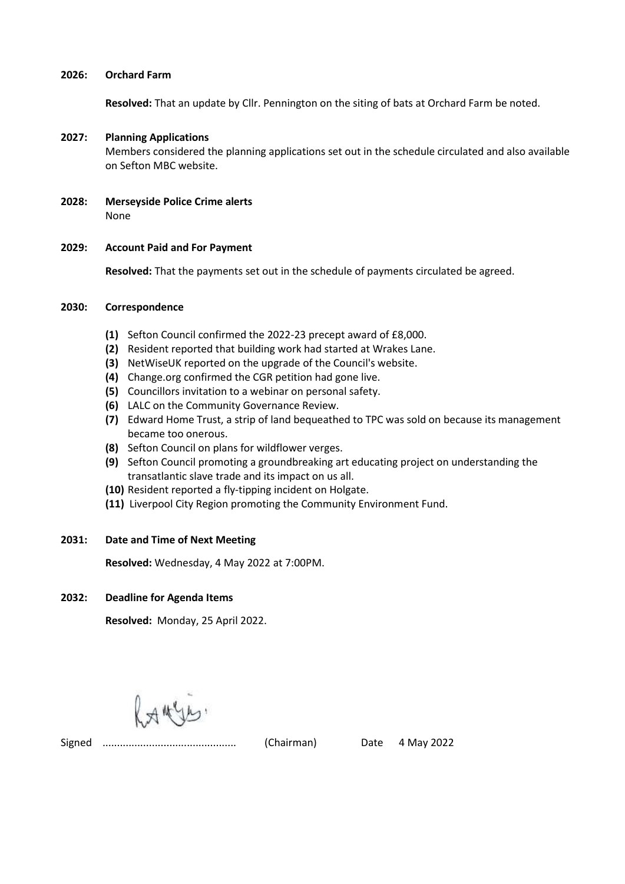**2026: Orchard Farm**

**Resolved:** That an update by Cllr. Pennington on the siting of bats at Orchard Farm be noted.

**2027: Planning Applications**

Members considered the planning applications set out in the schedule circulated and also available on Sefton MBC website.

**2028: Merseyside Police Crime alerts**

None

**2029: Account Paid and For Payment**

**Resolved:** That the payments set out in the schedule of payments circulated be agreed.

**2030: Correspondence**

- **(1)** Sefton Council confirmed the 2022-23 precept award of £8,000.
- **(2)** Resident reported that building work had started at Wrakes Lane.
- **(3)** NetWiseUK reported on the upgrade of the Council's website.
- **(4)** Change.org confirmed the CGR petition had gone live.
- **(5)** Councillors invitation to a webinar on personal safety.
- **(6)** LALC on the Community Governance Review.
- **(7)** Edward Home Trust, a strip of land bequeathed to TPC was sold on because its management became too onerous.
- **(8)** Sefton Council on plans for wildflower verges.
- **(9)** Sefton Council promoting a groundbreaking art educating project on understanding the transatlantic slave trade and its impact on us all.
- **(10)** Resident reported a fly-tipping incident on Holgate.
- **(11)** Liverpool City Region promoting the Community Environment Fund.

**2031: Date and Time of Next Meeting**

**Resolved:** Wednesday, 4 May 2022 at 7:00PM.

**2032: Deadline for Agenda Items**

**Resolved:** Monday, 25 April 2022.

Signed ............................................ (Chairman) Date 4 May 2022